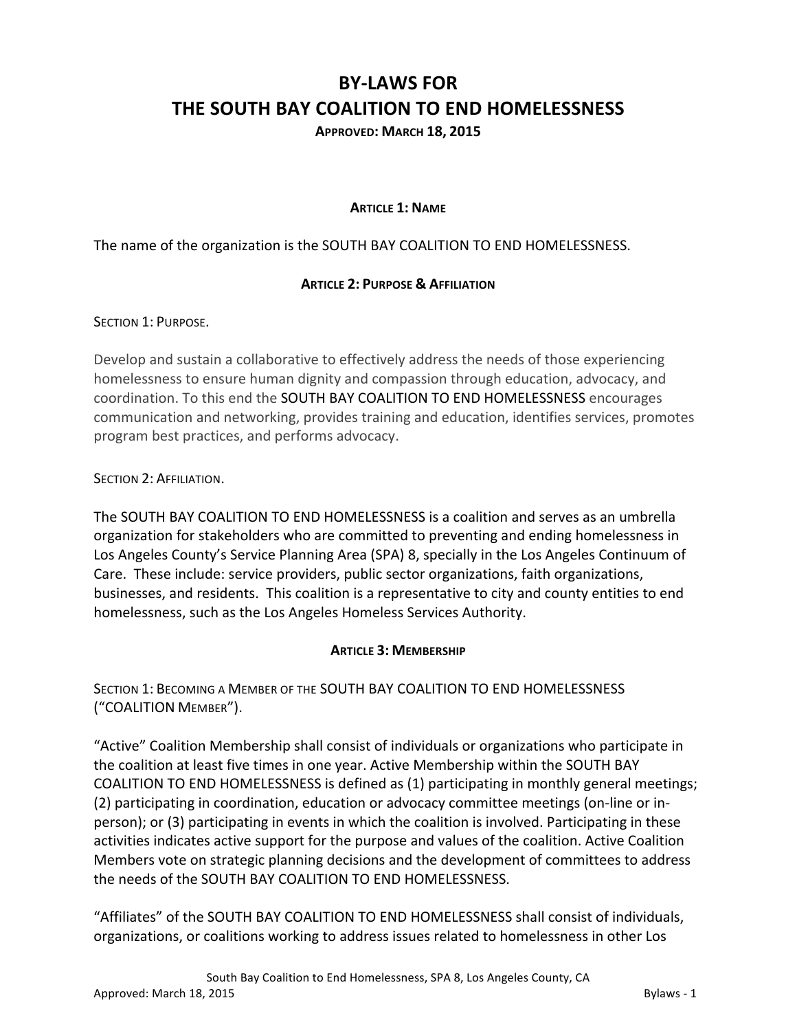# BY-LAWS FOR THE SOUTH BAY COALITION TO END HOMELESSNESS

**APPROVED: MARCH 18, 2015**

## ARTICLE 1: NAME

The name of the organization is the SOUTH BAY COALITION TO END HOMELESSNESS.

## ARTICLE 2: PURPOSE & AFFILIATION

### SECTION 1: PURPOSE.

Develop and sustain a collaborative to effectively address the needs of those experiencing homelessness to ensure human dignity and compassion through education, advocacy, and coordination. To this end the SOUTH BAY COALITION TO END HOMELESSNESS encourages communication and networking, provides training and education, identifies services, promotes program best practices, and performs advocacy.

### SECTION 2: AFFILIATION.

The SOUTH BAY COALITION TO END HOMELESSNESS is a coalition and serves as an umbrella organization for stakeholders who are committed to preventing and ending homelessness in Los Angeles County's Service Planning Area (SPA) 8, specially in the Los Angeles Continuum of Care. These include: service providers, public sector organizations, faith organizations, businesses, and residents. This coalition is a representative to city and county entities to end homelessness, such as the Los Angeles Homeless Services Authority.

## ARTICLE 3: MEMBERSHIP

### SECTION 1: BECOMING A MEMBER OF THE SOUTH BAY COALITION TO END HOMELESSNESS ("COALITION MEMBER").

"Active" Coalition Membership shall consist of individuals or organizations who participate in the coalition at least five times in one year. Active Membership within the SOUTH BAY COALITION TO END HOMELESSNESS is defined as (1) participating in monthly general meetings; (2) participating in coordination, education or advocacy committee meetings (on-line or in-person); or (3) participating in events in which the coalition is involved. Participating in these activities indicates active support for the purpose and values of the coalition. Active Coalition Members vote on strategic planning decisions and the development of committees to address the needs of the SOUTH BAY COALITION TO END HOMELESSNESS.

"Affiliates" of the SOUTH BAY COALITION TO END HOMELESSNESS shall consist of individuals, organizations, or coalitions working to address issues related to homelessness in other Los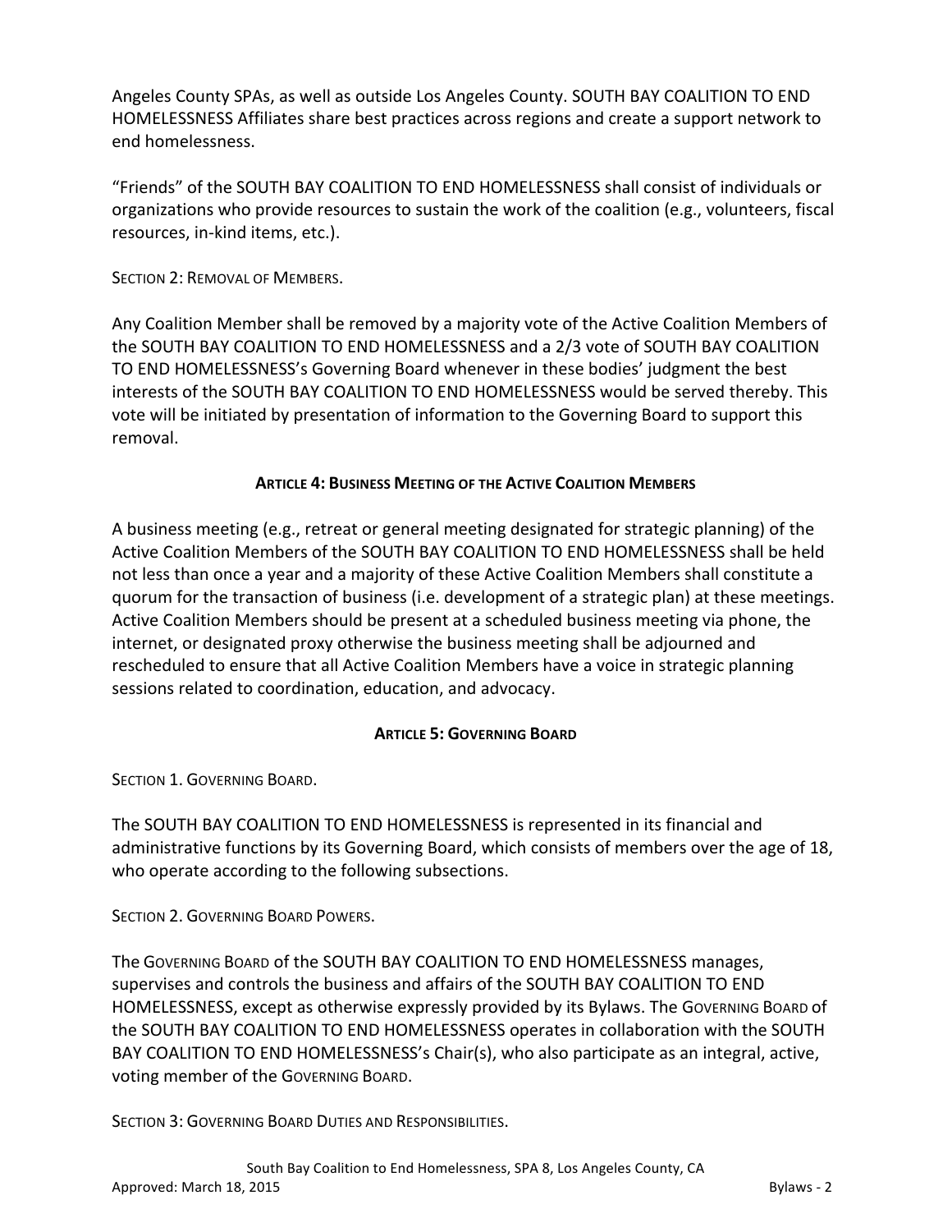Angeles County SPAs, as well as outside Los Angeles County. SOUTH BAY COALITION TO END HOMELESSNESS Affiliates share best practices across regions and create a support network to end homelessness.

"Friends" of the SOUTH BAY COALITION TO END HOMELESSNESS shall consist of individuals or organizations who provide resources to sustain the work of the coalition (e.g., volunteers, fiscal resources, in-kind items, etc.).

SECTION 2: REMOVAL OF MEMBERS.

Any Coalition Member shall be removed by a majority vote of the Active Coalition Members of the SOUTH BAY COALITION TO END HOMELESSNESS and a 2/3 vote of SOUTH BAY COALITION TO END HOMELESSNESS's Governing Board whenever in these bodies' judgment the best interests of the SOUTH BAY COALITION TO END HOMELESSNESS would be served thereby. This vote will be initiated by presentation of information to the Governing Board to support this removal.

## ARTICLE 4: BUSINESS MEETING OF THE ACTIVE COALITION MEMBERS

A business meeting (e.g., retreat or general meeting designated for strategic planning) of the Active Coalition Members of the SOUTH BAY COALITION TO END HOMELESSNESS shall be held not less than once a year and a majority of these Active Coalition Members shall constitute a quorum for the transaction of business (i.e. development of a strategic plan) at these meetings. Active Coalition Members should be present at a scheduled business meeting via phone, the internet, or designated proxy otherwise the business meeting shall be adjourned and rescheduled to ensure that all Active Coalition Members have a voice in strategic planning sessions related to coordination, education, and advocacy.

## ARTICLE 5: GOVERNING BOARD

SECTION 1. GOVERNING BOARD.

The SOUTH BAY COALITION TO END HOMELESSNESS is represented in its financial and administrative functions by its Governing Board, which consists of members over the age of 18, who operate according to the following subsections.

SECTION 2. GOVERNING BOARD POWERS.

The GOVERNING BOARD of the SOUTH BAY COALITION TO END HOMELESSNESS manages, supervises and controls the business and affairs of the SOUTH BAY COALITION TO END HOMELESSNESS, except as otherwise expressly provided by its Bylaws. The GOVERNING BOARD of the SOUTH BAY COALITION TO END HOMELESSNESS operates in collaboration with the SOUTH BAY COALITION TO END HOMELESSNESS's Chair(s), who also participate as an integral, active, voting member of the GOVERNING BOARD.

SECTION 3: GOVERNING BOARD DUTIES AND RESPONSIBILITIES.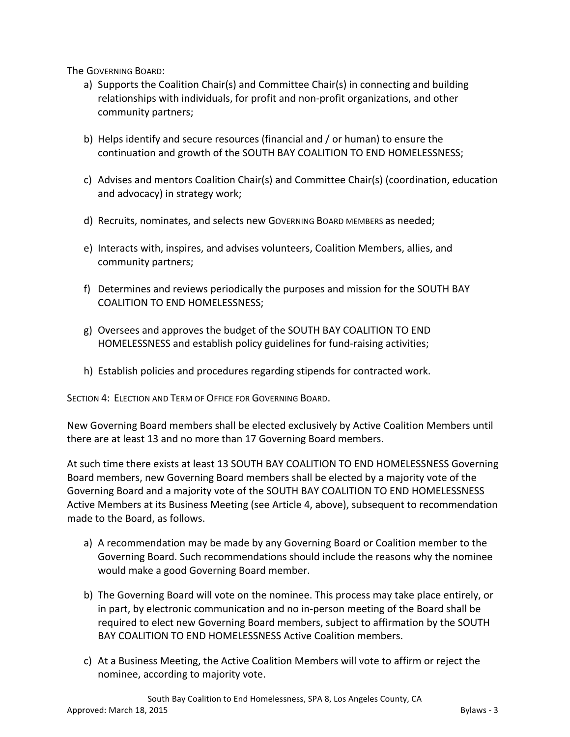The GOVERNING BOARD:

a) Supports the Coalition Chair(s) and Committee Chair(s) in connecting and building relationships with individuals, for profit and non-profit organizations, and other community partners;

b) Helps identify and secure resources (financial and / or human) to ensure the continuation and growth of the SOUTH BAY COALITION TO END HOMELESSNESS;

c) Advises and mentors Coalition Chair(s) and Committee Chair(s) (coordination, education and advocacy) in strategy work;

d) Recruits, nominates, and selects new GOVERNING BOARD MEMBERS as needed;

e) Interacts with, inspires, and advises volunteers, Coalition Members, allies, and community partners;

f) Determines and reviews periodically the purposes and mission for the SOUTH BAY COALITION TO END HOMELESSNESS;

g) Oversees and approves the budget of the SOUTH BAY COALITION TO END HOMELESSNESS and establish policy guidelines for fund-raising activities;

h) Establish policies and procedures regarding stipends for contracted work.

SECTION 4: ELECTION AND TERM OF OFFICE FOR GOVERNING BOARD.

New Governing Board members shall be elected exclusively by Active Coalition Members until there are at least 13 and no more than 17 Governing Board members.

At such time there exists at least 13 SOUTH BAY COALITION TO END HOMELESSNESS Governing Board members, new Governing Board members shall be elected by a majority vote of the Governing Board and a majority vote of the SOUTH BAY COALITION TO END HOMELESSNESS Active Members at its Business Meeting (see Article 4, above), subsequent to recommendation made to the Board, as follows.

a) A recommendation may be made by any Governing Board or Coalition member to the Governing Board. Such recommendations should include the reasons why the nominee would make a good Governing Board member.

b) The Governing Board will vote on the nominee. This process may take place entirely, or in part, by electronic communication and no in-person meeting of the Board shall be required to elect new Governing Board members, subject to affirmation by the SOUTH BAY COALITION TO END HOMELESSNESS Active Coalition members.

c) At a Business Meeting, the Active Coalition Members will vote to affirm or reject the nominee, according to majority vote.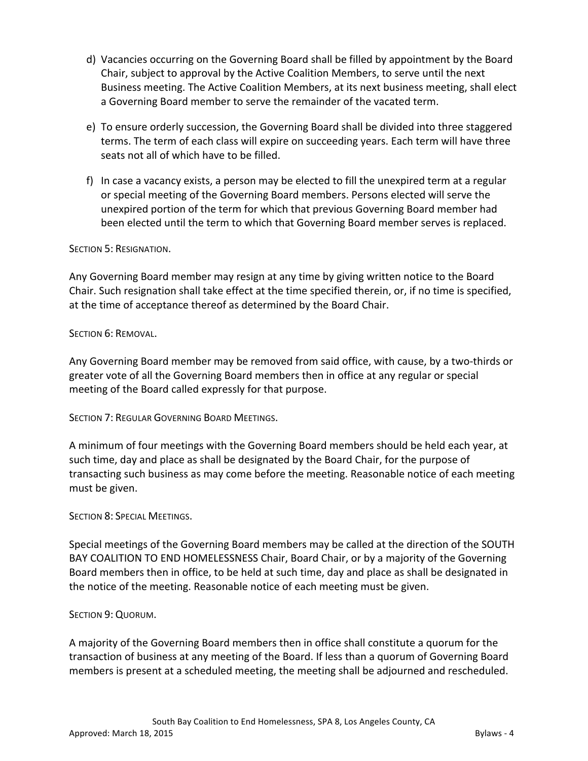d) Vacancies occurring on the Governing Board shall be filled by appointment by the Board Chair, subject to approval by the Active Coalition Members, to serve until the next Business meeting. The Active Coalition Members, at its next business meeting, shall elect a Governing Board member to serve the remainder of the vacated term.

e) To ensure orderly succession, the Governing Board shall be divided into three staggered terms. The term of each class will expire on succeeding years. Each term will have three seats not all of which have to be filled.

f) In case a vacancy exists, a person may be elected to fill the unexpired term at a regular or special meeting of the Governing Board members. Persons elected will serve the unexpired portion of the term for which that previous Governing Board member had been elected until the term to which that Governing Board member serves is replaced.

SECTION 5: RESIGNATION.

Any Governing Board member may resign at any time by giving written notice to the Board Chair. Such resignation shall take effect at the time specified therein, or, if no time is specified, at the time of acceptance thereof as determined by the Board Chair.

SECTION 6: REMOVAL.

Any Governing Board member may be removed from said office, with cause, by a two-thirds or greater vote of all the Governing Board members then in office at any regular or special meeting of the Board called expressly for that purpose.

SECTION 7: REGULAR GOVERNING BOARD MEETINGS.

A minimum of four meetings with the Governing Board members should be held each year, at such time, day and place as shall be designated by the Board Chair, for the purpose of transacting such business as may come before the meeting. Reasonable notice of each meeting must be given.

SECTION 8: SPECIAL MEETINGS.

Special meetings of the Governing Board members may be called at the direction of the SOUTH BAY COALITION TO END HOMELESSNESS Chair, Board Chair, or by a majority of the Governing Board members then in office, to be held at such time, day and place as shall be designated in the notice of the meeting. Reasonable notice of each meeting must be given.

SECTION 9: QUORUM.

A majority of the Governing Board members then in office shall constitute a quorum for the transaction of business at any meeting of the Board. If less than a quorum of Governing Board members is present at a scheduled meeting, the meeting shall be adjourned and rescheduled.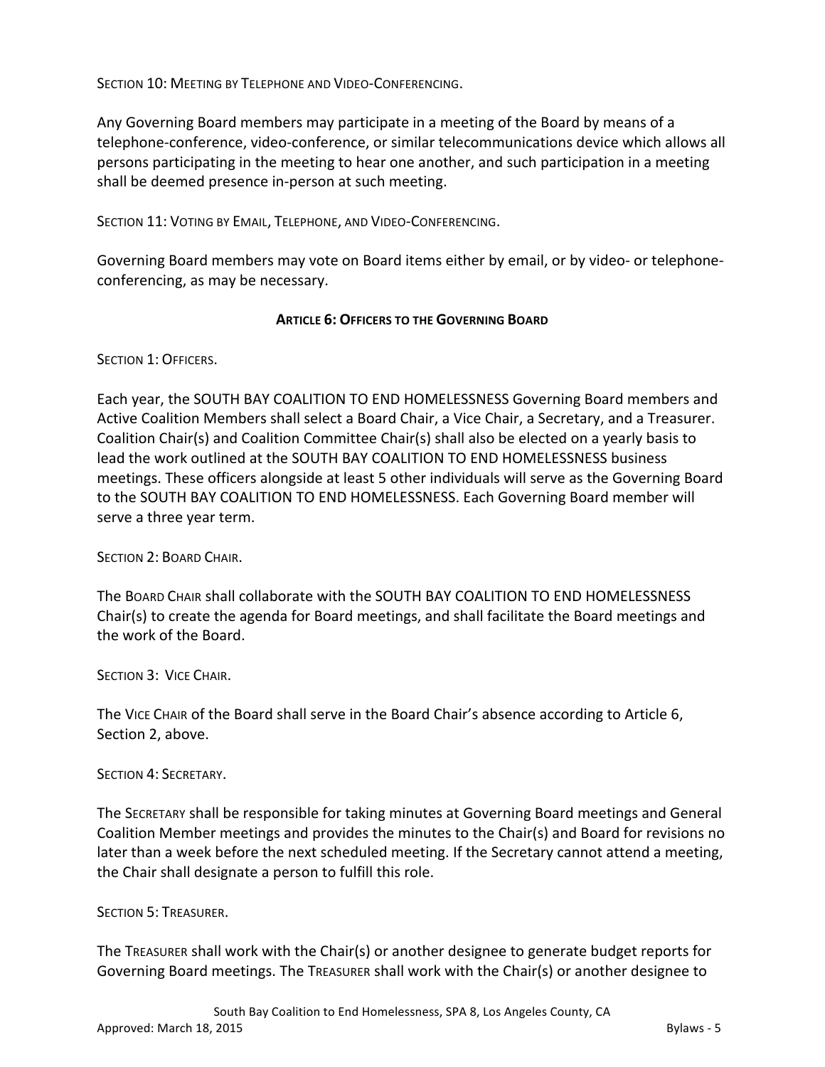SECTION 10: MEETING BY TELEPHONE AND VIDEO-CONFERENCING.

Any Governing Board members may participate in a meeting of the Board by means of a telephone-conference, video-conference, or similar telecommunications device which allows all persons participating in the meeting to hear one another, and such participation in a meeting shall be deemed presence in-person at such meeting.

SECTION 11: VOTING BY EMAIL, TELEPHONE, AND VIDEO-CONFERENCING.

Governing Board members may vote on Board items either by email, or by video- or telephone-conferencing, as may be necessary.

## ARTICLE 6: OFFICERS TO THE GOVERNING BOARD

SECTION 1: OFFICERS.

Each year, the SOUTH BAY COALITION TO END HOMELESSNESS Governing Board members and Active Coalition Members shall select a Board Chair, a Vice Chair, a Secretary, and a Treasurer. Coalition Chair(s) and Coalition Committee Chair(s) shall also be elected on a yearly basis to lead the work outlined at the SOUTH BAY COALITION TO END HOMELESSNESS business meetings. These officers alongside at least 5 other individuals will serve as the Governing Board to the SOUTH BAY COALITION TO END HOMELESSNESS. Each Governing Board member will serve a three year term.

SECTION 2: BOARD CHAIR.

The BOARD CHAIR shall collaborate with the SOUTH BAY COALITION TO END HOMELESSNESS Chair(s) to create the agenda for Board meetings, and shall facilitate the Board meetings and the work of the Board.

SECTION 3: VICE CHAIR.

The VICE CHAIR of the Board shall serve in the Board Chair's absence according to Article 6, Section 2, above.

SECTION 4: SECRETARY.

The SECRETARY shall be responsible for taking minutes at Governing Board meetings and General Coalition Member meetings and provides the minutes to the Chair(s) and Board for revisions no later than a week before the next scheduled meeting. If the Secretary cannot attend a meeting, the Chair shall designate a person to fulfill this role.

SECTION 5: TREASURER.

The TREASURER shall work with the Chair(s) or another designee to generate budget reports for Governing Board meetings. The TREASURER shall work with the Chair(s) or another designee to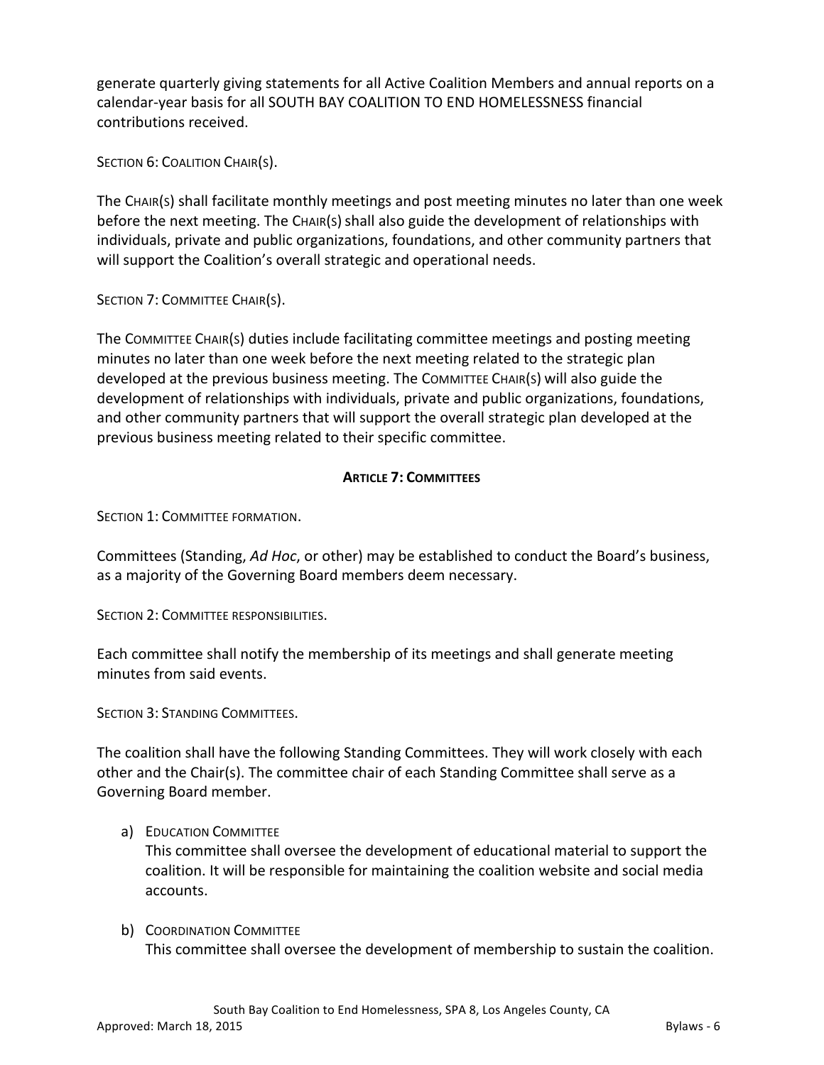generate quarterly giving statements for all Active Coalition Members and annual reports on a calendar-year basis for all SOUTH BAY COALITION TO END HOMELESSNESS financial contributions received.

SECTION 6: COALITION CHAIR(S).

The CHAIR(S) shall facilitate monthly meetings and post meeting minutes no later than one week before the next meeting. The CHAIR(S) shall also guide the development of relationships with individuals, private and public organizations, foundations, and other community partners that will support the Coalition's overall strategic and operational needs.

SECTION 7: COMMITTEE CHAIR(S).

The COMMITTEE CHAIR(S) duties include facilitating committee meetings and posting meeting minutes no later than one week before the next meeting related to the strategic plan developed at the previous business meeting. The COMMITTEE CHAIR(S) will also guide the development of relationships with individuals, private and public organizations, foundations, and other community partners that will support the overall strategic plan developed at the previous business meeting related to their specific committee.

## ARTICLE 7: COMMITTEES

SECTION 1: COMMITTEE FORMATION.

Committees (Standing, *Ad Hoc*, or other) may be established to conduct the Board's business, as a majority of the Governing Board members deem necessary.

SECTION 2: COMMITTEE RESPONSIBILITIES.

Each committee shall notify the membership of its meetings and shall generate meeting minutes from said events.

SECTION 3: STANDING COMMITTEES.

The coalition shall have the following Standing Committees. They will work closely with each other and the Chair(s). The committee chair of each Standing Committee shall serve as a Governing Board member.

a) EDUCATION COMMITTEE
   This committee shall oversee the development of educational material to support the coalition. It will be responsible for maintaining the coalition website and social media accounts.

b) COORDINATION COMMITTEE
   This committee shall oversee the development of membership to sustain the coalition.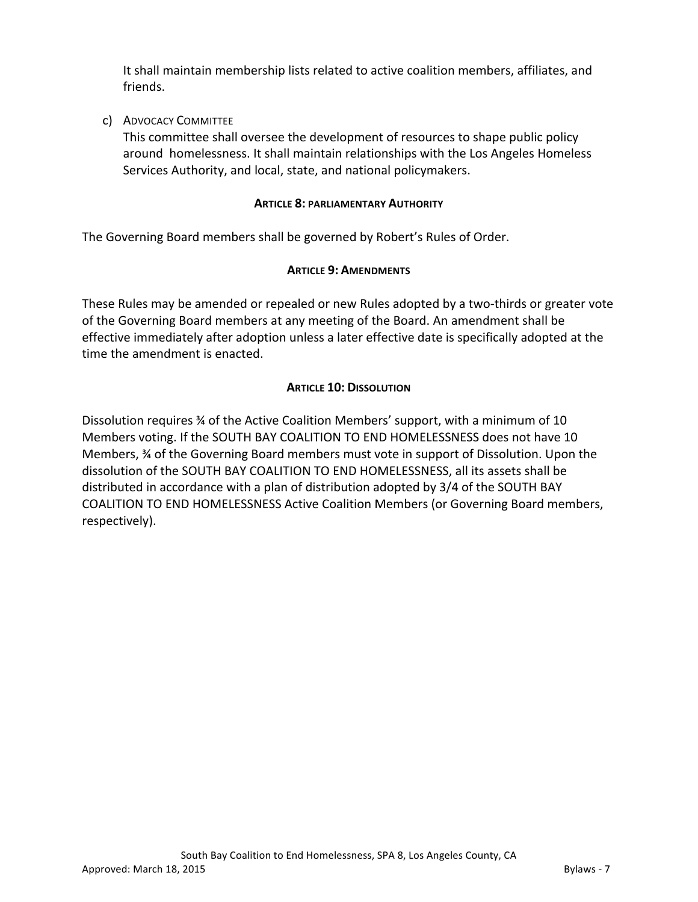It shall maintain membership lists related to active coalition members, affiliates, and friends.

c) Advocacy Committee
This committee shall oversee the development of resources to shape public policy around homelessness. It shall maintain relationships with the Los Angeles Homeless Services Authority, and local, state, and national policymakers.

## Article 8: parliamentary Authority

The Governing Board members shall be governed by Robert's Rules of Order.

## Article 9: Amendments

These Rules may be amended or repealed or new Rules adopted by a two-thirds or greater vote of the Governing Board members at any meeting of the Board. An amendment shall be effective immediately after adoption unless a later effective date is specifically adopted at the time the amendment is enacted.

## Article 10: Dissolution

Dissolution requires ¾ of the Active Coalition Members' support, with a minimum of 10 Members voting. If the SOUTH BAY COALITION TO END HOMELESSNESS does not have 10 Members, ¾ of the Governing Board members must vote in support of Dissolution. Upon the dissolution of the SOUTH BAY COALITION TO END HOMELESSNESS, all its assets shall be distributed in accordance with a plan of distribution adopted by 3/4 of the SOUTH BAY COALITION TO END HOMELESSNESS Active Coalition Members (or Governing Board members, respectively).